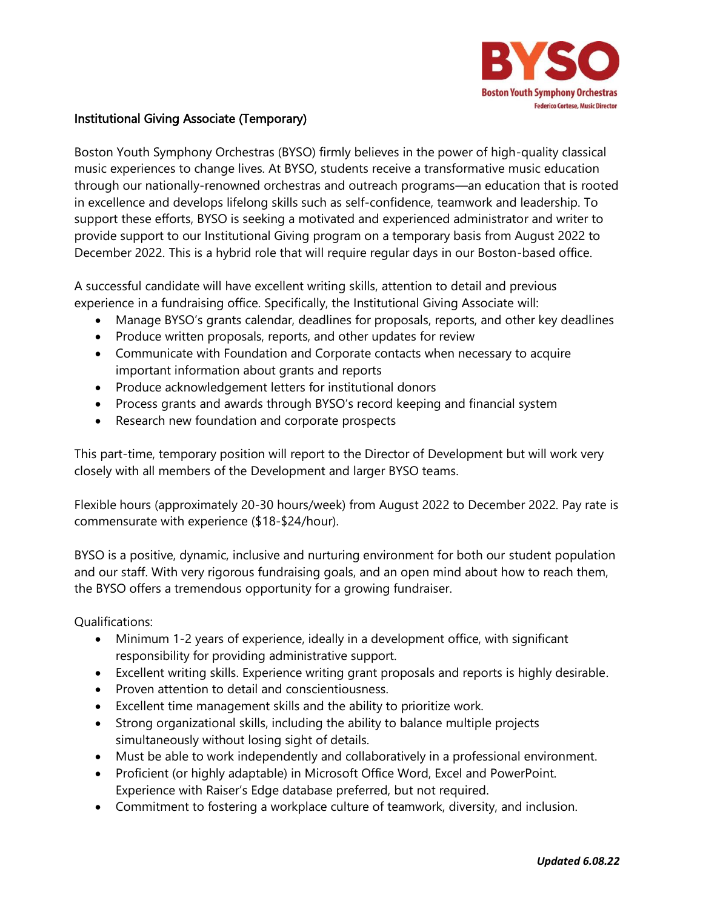BYSO
Boston Youth Symphony Orchestras
Federico Cortese, Music Director

# Institutional Giving Associate (Temporary)

Boston Youth Symphony Orchestras (BYSO) firmly believes in the power of high-quality classical music experiences to change lives. At BYSO, students receive a transformative music education through our nationally-renowned orchestras and outreach programs—an education that is rooted in excellence and develops lifelong skills such as self-confidence, teamwork and leadership. To support these efforts, BYSO is seeking a motivated and experienced administrator and writer to provide support to our Institutional Giving program on a temporary basis from August 2022 to December 2022. This is a hybrid role that will require regular days in our Boston-based office.

A successful candidate will have excellent writing skills, attention to detail and previous experience in a fundraising office. Specifically, the Institutional Giving Associate will:

- Manage BYSO's grants calendar, deadlines for proposals, reports, and other key deadlines
- Produce written proposals, reports, and other updates for review
- Communicate with Foundation and Corporate contacts when necessary to acquire important information about grants and reports
- Produce acknowledgement letters for institutional donors
- Process grants and awards through BYSO's record keeping and financial system
- Research new foundation and corporate prospects

This part-time, temporary position will report to the Director of Development but will work very closely with all members of the Development and larger BYSO teams.

Flexible hours (approximately 20-30 hours/week) from August 2022 to December 2022. Pay rate is commensurate with experience ($18-$24/hour).

BYSO is a positive, dynamic, inclusive and nurturing environment for both our student population and our staff. With very rigorous fundraising goals, and an open mind about how to reach them, the BYSO offers a tremendous opportunity for a growing fundraiser.

Qualifications:

- Minimum 1-2 years of experience, ideally in a development office, with significant responsibility for providing administrative support.
- Excellent writing skills. Experience writing grant proposals and reports is highly desirable.
- Proven attention to detail and conscientiousness.
- Excellent time management skills and the ability to prioritize work.
- Strong organizational skills, including the ability to balance multiple projects simultaneously without losing sight of details.
- Must be able to work independently and collaboratively in a professional environment.
- Proficient (or highly adaptable) in Microsoft Office Word, Excel and PowerPoint. Experience with Raiser's Edge database preferred, but not required.
- Commitment to fostering a workplace culture of teamwork, diversity, and inclusion.

***Updated 6.08.22***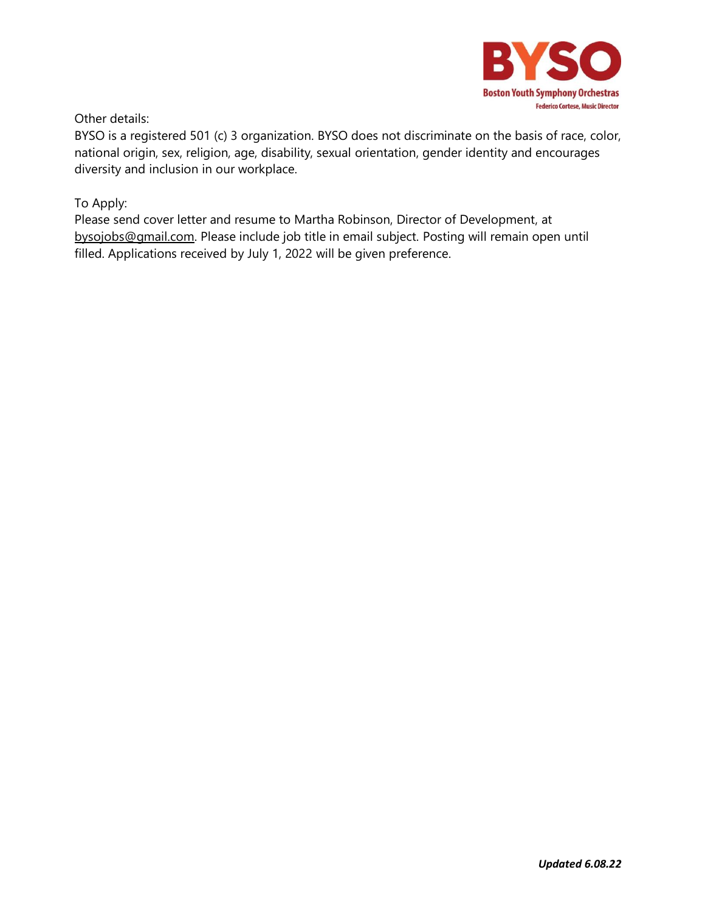Other details:
BYSO is a registered 501 (c) 3 organization. BYSO does not discriminate on the basis of race, color, national origin, sex, religion, age, disability, sexual orientation, gender identity and encourages diversity and inclusion in our workplace.

To Apply:
Please send cover letter and resume to Martha Robinson, Director of Development, at bysojobs@gmail.com. Please include job title in email subject. Posting will remain open until filled. Applications received by July 1, 2022 will be given preference.

***Updated 6.08.22***